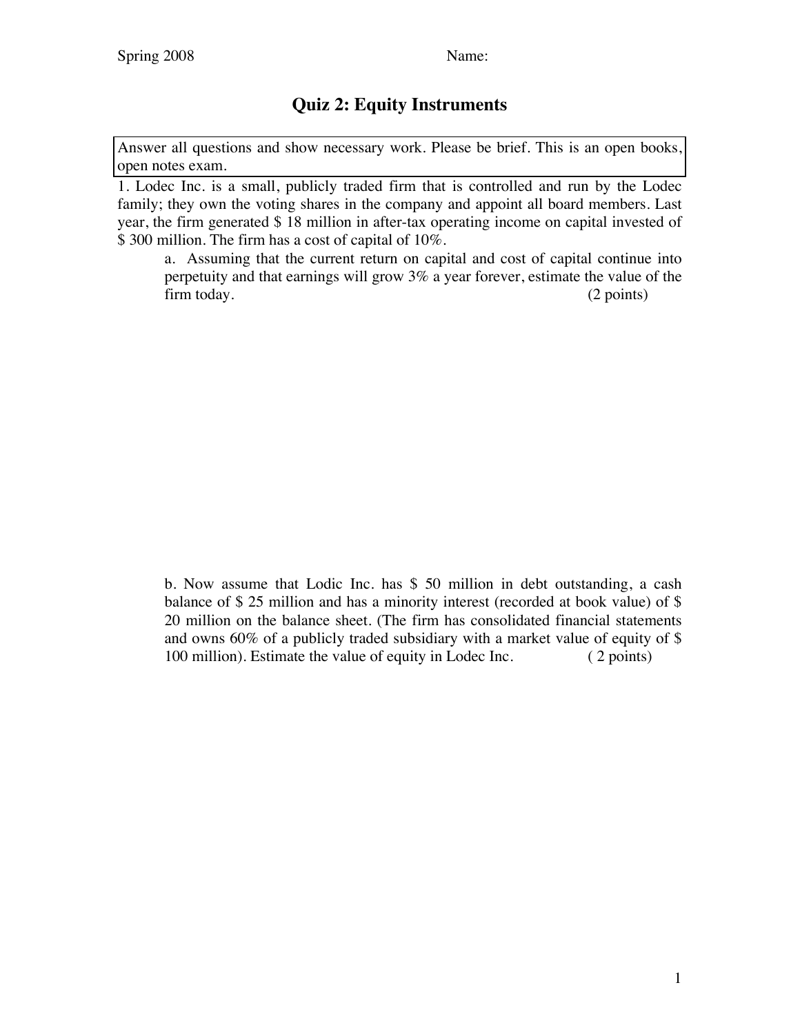Spring 2008 Name:

# Quiz 2: Equity Instruments

Answer all questions and show necessary work. Please be brief. This is an open books, open notes exam.

1. Lodec Inc. is a small, publicly traded firm that is controlled and run by the Lodec family; they own the voting shares in the company and appoint all board members. Last year, the firm generated $ 18 million in after-tax operating income on capital invested of $ 300 million. The firm has a cost of capital of 10%.

    a. Assuming that the current return on capital and cost of capital continue into perpetuity and that earnings will grow 3% a year forever, estimate the value of the firm today. (2 points)

    b. Now assume that Lodic Inc. has $ 50 million in debt outstanding, a cash balance of $ 25 million and has a minority interest (recorded at book value) of $ 20 million on the balance sheet. (The firm has consolidated financial statements and owns 60% of a publicly traded subsidiary with a market value of equity of $ 100 million). Estimate the value of equity in Lodec Inc. ( 2 points)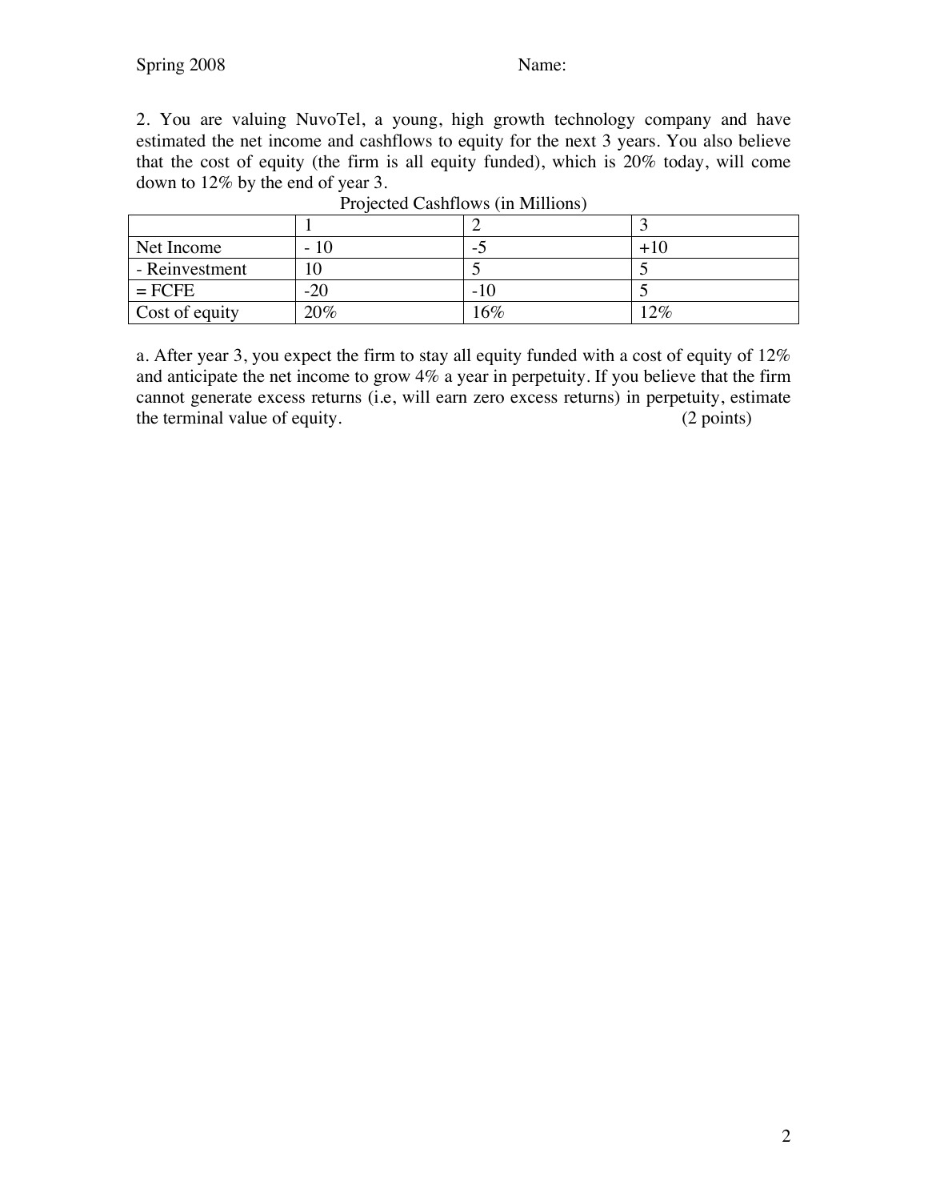2. You are valuing NuvoTel, a young, high growth technology company and have estimated the net income and cashflows to equity for the next 3 years. You also believe that the cost of equity (the firm is all equity funded), which is 20% today, will come down to 12% by the end of year 3.

Projected Cashflows (in Millions)

| | 1 | 2 | 3 |
|---|---|---|---|
| Net Income | - 10 | -5 | +10 |
| - Reinvestment | 10 | 5 | 5 |
| = FCFE | -20 | -10 | 5 |
| Cost of equity | 20% | 16% | 12% |

a. After year 3, you expect the firm to stay all equity funded with a cost of equity of 12% and anticipate the net income to grow 4% a year in perpetuity. If you believe that the firm cannot generate excess returns (i.e, will earn zero excess returns) in perpetuity, estimate the terminal value of equity. (2 points)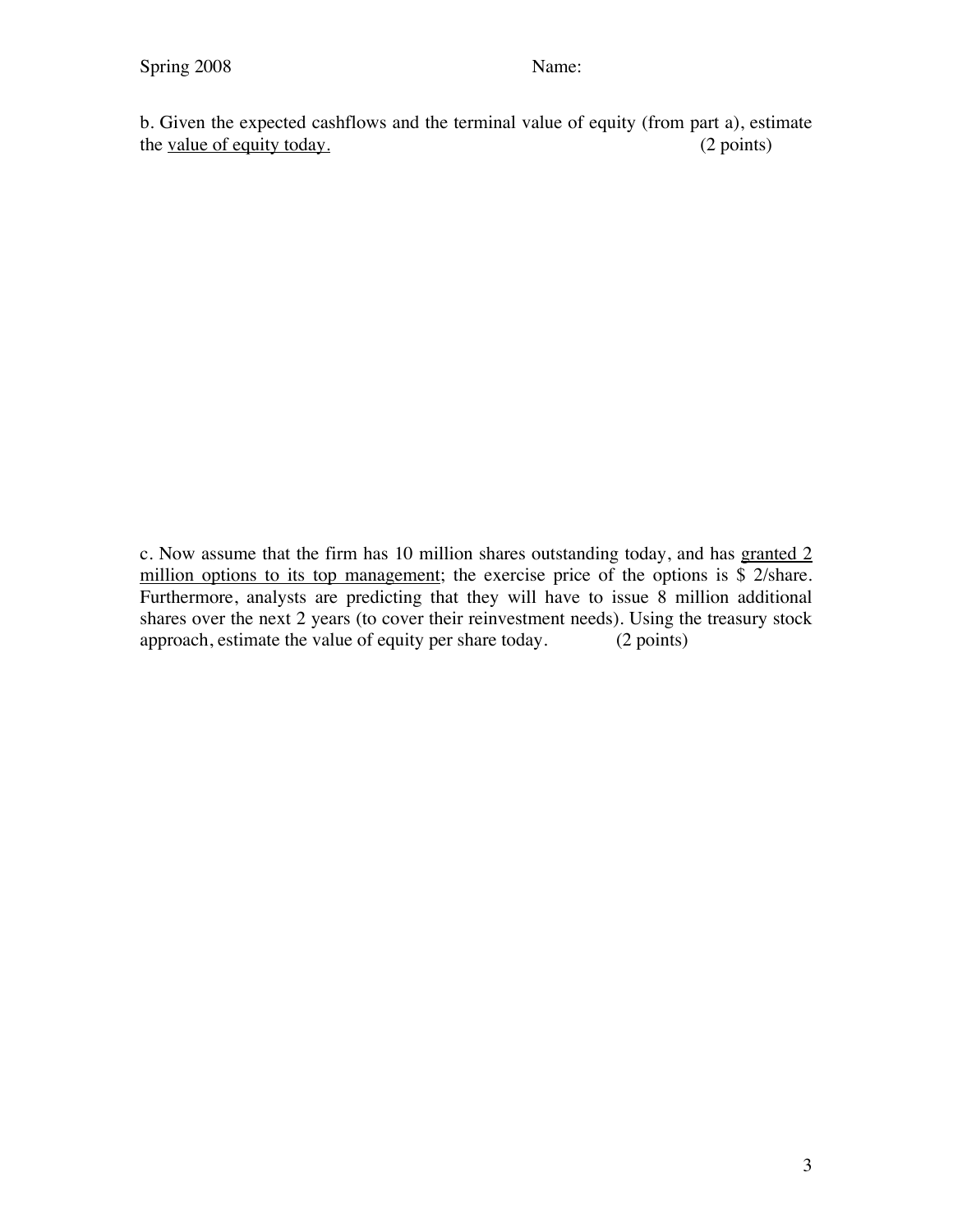b. Given the expected cashflows and the terminal value of equity (from part a), estimate the <u>value of equity today.</u> (2 points)

c. Now assume that the firm has 10 million shares outstanding today, and has <u>granted 2 million options to its top management</u>; the exercise price of the options is $ 2/share. Furthermore, analysts are predicting that they will have to issue 8 million additional shares over the next 2 years (to cover their reinvestment needs). Using the treasury stock approach, estimate the value of equity per share today. (2 points)